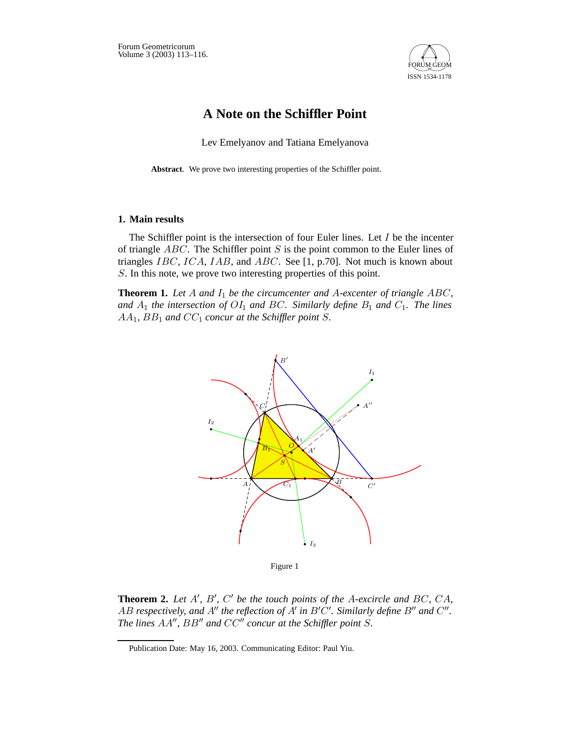# A Note on the Schiffler Point

Lev Emelyanov and Tatiana Emelyanova

**Abstract**. We prove two interesting properties of the Schiffler point.

## 1. Main results

The Schiffler point is the intersection of four Euler lines. Let $I$ be the incenter of triangle $ABC$. The Schiffler point $S$ is the point common to the Euler lines of triangles $IBC$, $ICA$, $IAB$, and $ABC$. See [1, p.70]. Not much is known about $S$. In this note, we prove two interesting properties of this point.

**Theorem 1.** *Let $A$ and $I_1$ be the circumcenter and $A$-excenter of triangle $ABC$, and $A_1$ the intersection of $OI_1$ and $BC$. Similarly define $B_1$ and $C_1$. The lines $AA_1$, $BB_1$ and $CC_1$ concur at the Schiffler point $S$.*

Figure 1

**Theorem 2.** *Let $A'$, $B'$, $C'$ be the touch points of the $A$-excircle and $BC$, $CA$, $AB$ respectively, and $A''$ the reflection of $A'$ in $B'C'$. Similarly define $B''$ and $C''$. The lines $AA''$, $BB''$ and $CC''$ concur at the Schiffler point $S$.*

Publication Date: May 16, 2003. Communicating Editor: Paul Yiu.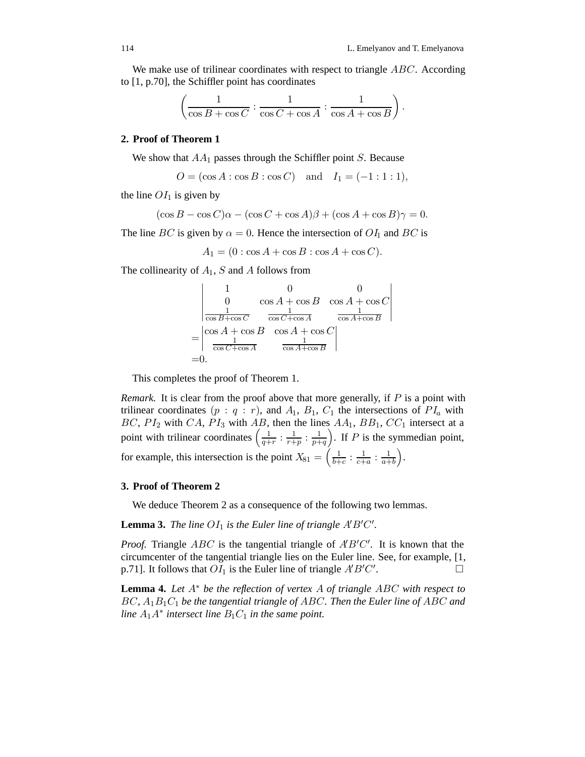We make use of trilinear coordinates with respect to triangle $ABC$. According to [1, p.70], the Schiffler point has coordinates

$$\left(\frac{1}{\cos B + \cos C} : \frac{1}{\cos C + \cos A} : \frac{1}{\cos A + \cos B}\right).$$

## 2. Proof of Theorem 1

We show that $AA_1$ passes through the Schiffler point $S$. Because

$$O = (\cos A : \cos B : \cos C) \quad \text{and} \quad I_1 = (-1 : 1 : 1),$$

the line $OI_1$ is given by

$$(\cos B - \cos C)\alpha - (\cos C + \cos A)\beta + (\cos A + \cos B)\gamma = 0.$$

The line $BC$ is given by $\alpha = 0$. Hence the intersection of $OI_1$ and $BC$ is

$$A_1 = (0 : \cos A + \cos B : \cos A + \cos C).$$

The collinearity of $A_1$, $S$ and $A$ follows from

$$\begin{aligned}
&\begin{vmatrix} 1 & 0 & 0 \\ 0 & \cos A + \cos B & \cos A + \cos C \\ \frac{1}{\cos B + \cos C} & \frac{1}{\cos C + \cos A} & \frac{1}{\cos A + \cos B} \end{vmatrix} \\
=&\begin{vmatrix} \cos A + \cos B & \cos A + \cos C \\ \frac{1}{\cos C + \cos A} & \frac{1}{\cos A + \cos B} \end{vmatrix} \\
=&0.
\end{aligned}$$

This completes the proof of Theorem 1.

*Remark.* It is clear from the proof above that more generally, if $P$ is a point with trilinear coordinates $(p : q : r)$, and $A_1$, $B_1$, $C_1$ the intersections of $PI_a$ with $BC$, $PI_2$ with $CA$, $PI_3$ with $AB$, then the lines $AA_1$, $BB_1$, $CC_1$ intersect at a point with trilinear coordinates $\left(\frac{1}{q+r} : \frac{1}{r+p} : \frac{1}{p+q}\right)$. If $P$ is the symmedian point, for example, this intersection is the point $X_{81} = \left(\frac{1}{b+c} : \frac{1}{c+a} : \frac{1}{a+b}\right)$.

## 3. Proof of Theorem 2

We deduce Theorem 2 as a consequence of the following two lemmas.

**Lemma 3.** *The line $OI_1$ is the Euler line of triangle $A'B'C'$.*

*Proof.* Triangle $ABC$ is the tangential triangle of $A'B'C'$. It is known that the circumcenter of the tangential triangle lies on the Euler line. See, for example, [1, p.71]. It follows that $OI_1$ is the Euler line of triangle $A'B'C'$. □

**Lemma 4.** *Let $A^*$ be the reflection of vertex $A$ of triangle $ABC$ with respect to $BC$, $A_1B_1C_1$ be the tangential triangle of $ABC$. Then the Euler line of $ABC$ and line $A_1A^*$ intersect line $B_1C_1$ in the same point.*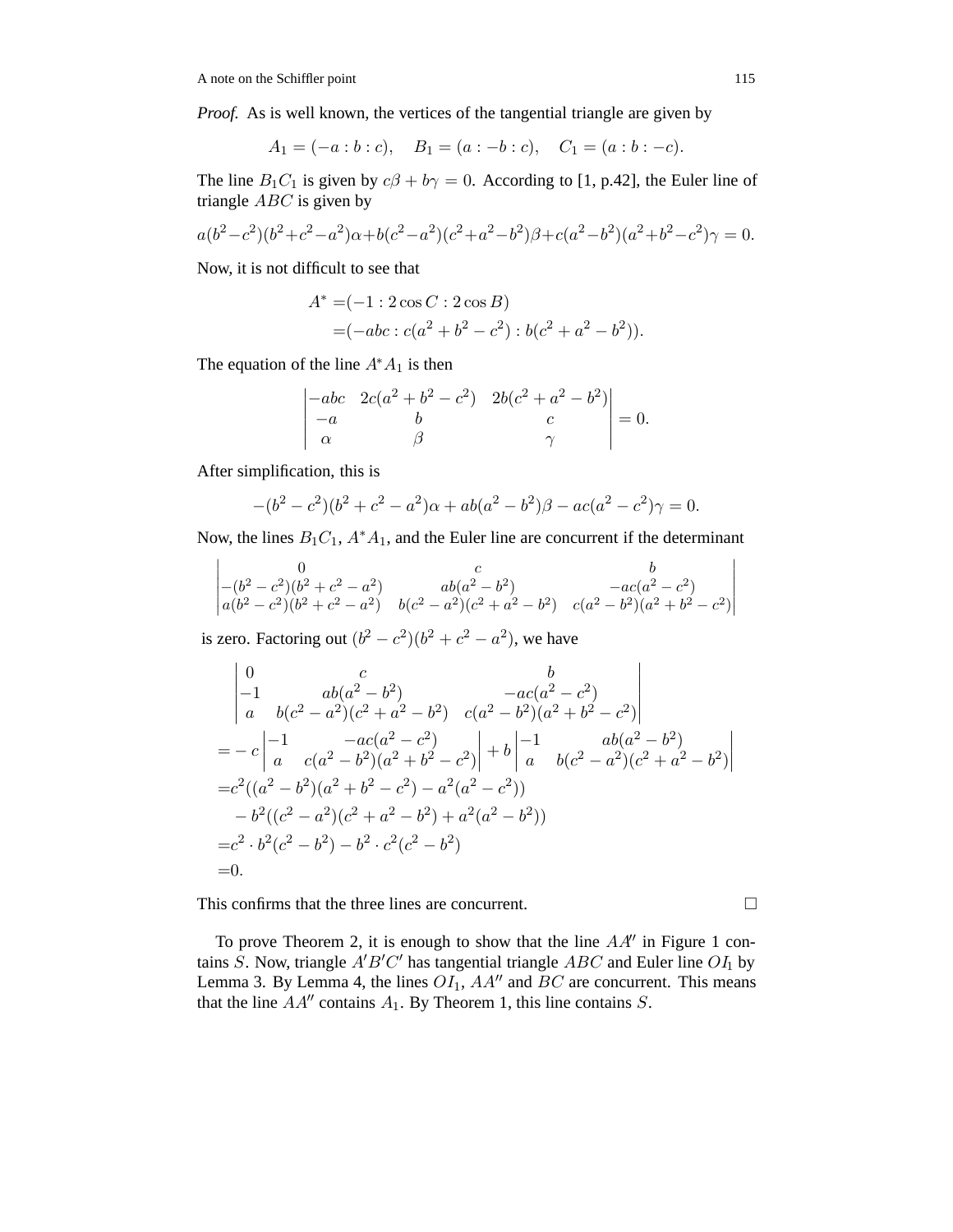*Proof.* As is well known, the vertices of the tangential triangle are given by

$$A_1 = (-a : b : c), \quad B_1 = (a : -b : c), \quad C_1 = (a : b : -c).$$

The line $B_1C_1$ is given by $c\beta + b\gamma = 0$. According to [1, p.42], the Euler line of triangle $ABC$ is given by

$$a(b^2-c^2)(b^2+c^2-a^2)\alpha + b(c^2-a^2)(c^2+a^2-b^2)\beta + c(a^2-b^2)(a^2+b^2-c^2)\gamma = 0.$$

Now, it is not difficult to see that

$$\begin{aligned} A^* =&(-1 : 2\cos C : 2\cos B) \\ =&(-abc : c(a^2+b^2-c^2) : b(c^2+a^2-b^2)). \end{aligned}$$

The equation of the line $A^*A_1$ is then

$$\begin{vmatrix} -abc & 2c(a^2+b^2-c^2) & 2b(c^2+a^2-b^2) \\ -a & b & c \\ \alpha & \beta & \gamma \end{vmatrix} = 0.$$

After simplification, this is

$$-(b^2-c^2)(b^2+c^2-a^2)\alpha + ab(a^2-b^2)\beta - ac(a^2-c^2)\gamma = 0.$$

Now, the lines $B_1C_1$, $A^*A_1$, and the Euler line are concurrent if the determinant

$$\begin{vmatrix} 0 & c & b \\ -(b^2-c^2)(b^2+c^2-a^2) & ab(a^2-b^2) & -ac(a^2-c^2) \\ a(b^2-c^2)(b^2+c^2-a^2) & b(c^2-a^2)(c^2+a^2-b^2) & c(a^2-b^2)(a^2+b^2-c^2) \end{vmatrix}$$

is zero. Factoring out $(b^2-c^2)(b^2+c^2-a^2)$, we have

$$\begin{aligned} &\begin{vmatrix} 0 & c & b \\ -1 & ab(a^2-b^2) & -ac(a^2-c^2) \\ a & b(c^2-a^2)(c^2+a^2-b^2) & c(a^2-b^2)(a^2+b^2-c^2) \end{vmatrix} \\ =& -c\begin{vmatrix} -1 & -ac(a^2-c^2) \\ a & c(a^2-b^2)(a^2+b^2-c^2) \end{vmatrix} + b\begin{vmatrix} -1 & ab(a^2-b^2) \\ a & b(c^2-a^2)(c^2+a^2-b^2) \end{vmatrix} \\ =& c^2((a^2-b^2)(a^2+b^2-c^2) - a^2(a^2-c^2)) \\ &- b^2((c^2-a^2)(c^2+a^2-b^2) + a^2(a^2-b^2)) \\ =& c^2 \cdot b^2(c^2-b^2) - b^2 \cdot c^2(c^2-b^2) \\ =& 0. \end{aligned}$$

This confirms that the three lines are concurrent. $\square$

To prove Theorem 2, it is enough to show that the line $AA''$ in Figure 1 contains $S$. Now, triangle $A'B'C'$ has tangential triangle $ABC$ and Euler line $OI_1$ by Lemma 3. By Lemma 4, the lines $OI_1$, $AA''$ and $BC$ are concurrent. This means that the line $AA''$ contains $A_1$. By Theorem 1, this line contains $S$.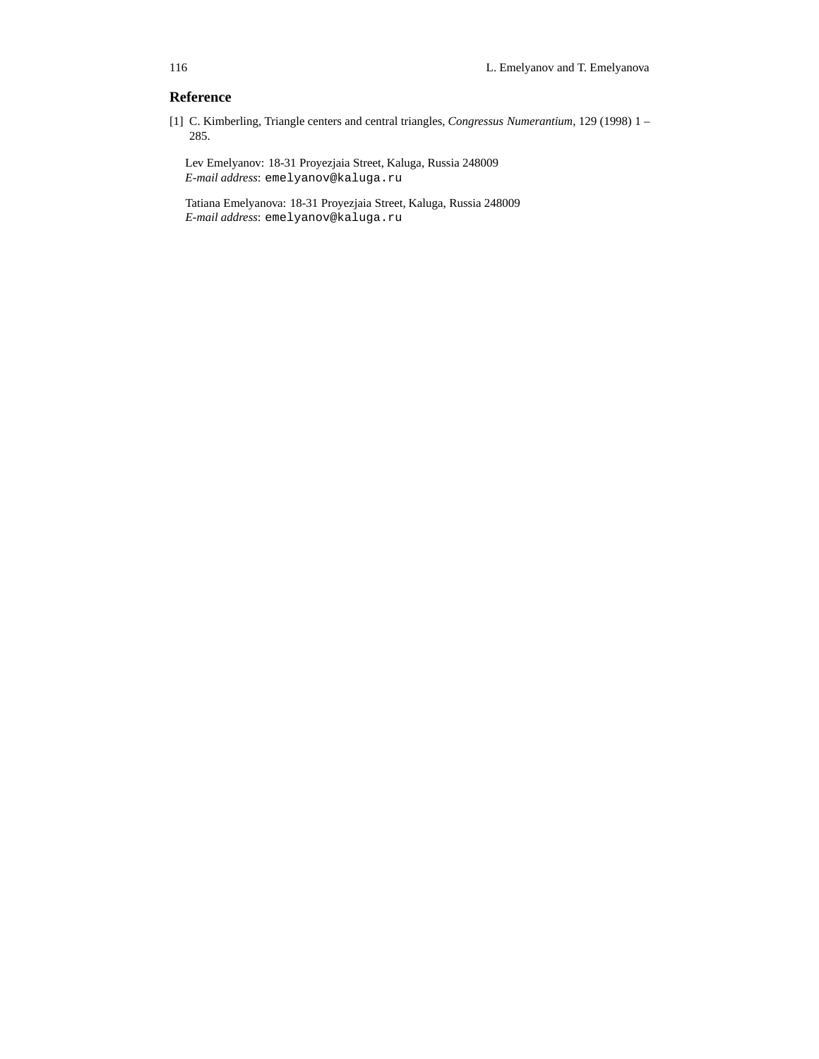## Reference

[1] C. Kimberling, Triangle centers and central triangles, *Congressus Numerantium*, 129 (1998) 1 – 285.

Lev Emelyanov: 18-31 Proyezjaia Street, Kaluga, Russia 248009
*E-mail address*: emelyanov@kaluga.ru

Tatiana Emelyanova: 18-31 Proyezjaia Street, Kaluga, Russia 248009
*E-mail address*: emelyanov@kaluga.ru